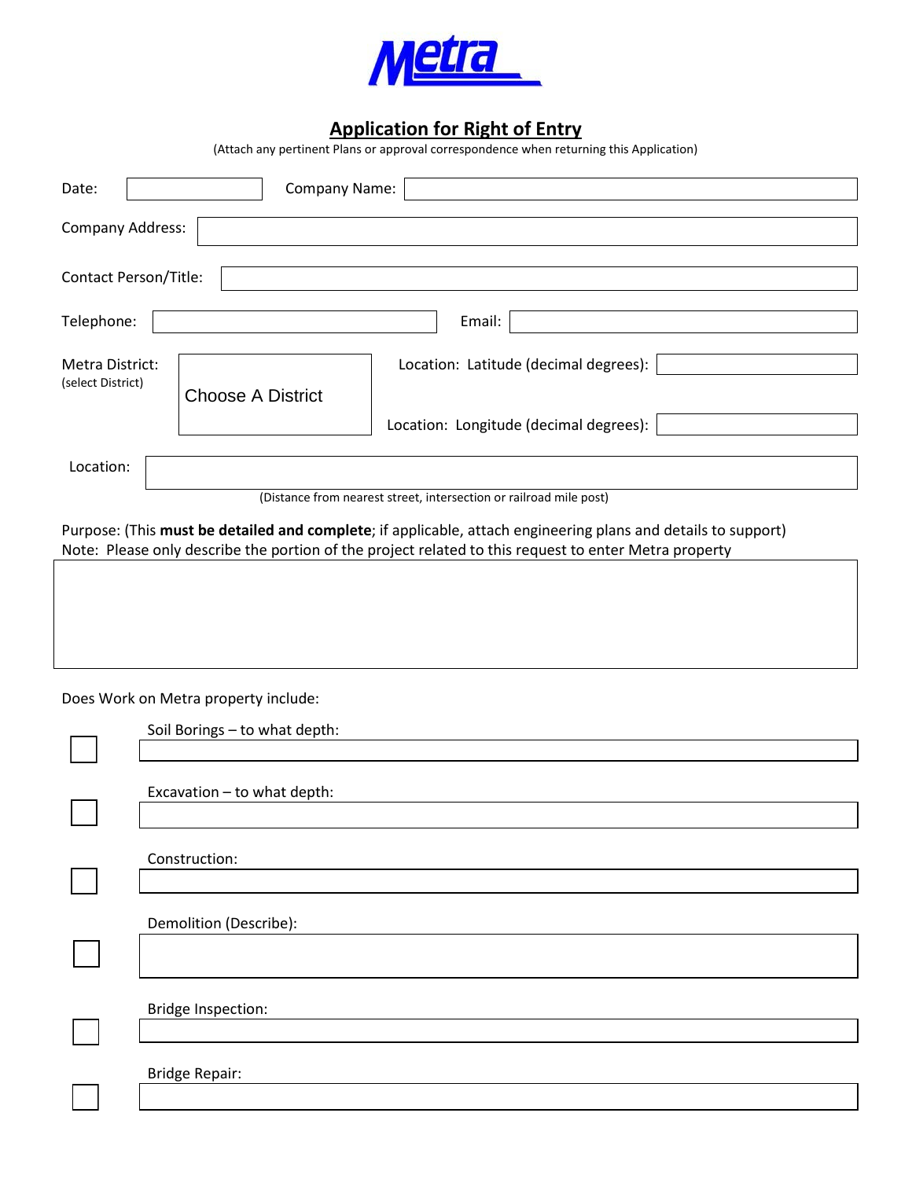Metra

## Application for Right of Entry

(Attach any pertinent Plans or approval correspondence when returning this Application)

Date: Company Name:

Company Address:

Contact Person/Title:

Telephone: Email:

Metra District: (select District) Choose A District

Location: Latitude (decimal degrees):

Location: Longitude (decimal degrees):

Location:

(Distance from nearest street, intersection or railroad mile post)

Purpose: (This **must be detailed and complete**; if applicable, attach engineering plans and details to support)
Note: Please only describe the portion of the project related to this request to enter Metra property

Does Work on Metra property include:

- ☐ Soil Borings – to what depth:
- ☐ Excavation – to what depth:
- ☐ Construction:
- ☐ Demolition (Describe):
- ☐ Bridge Inspection:
- ☐ Bridge Repair: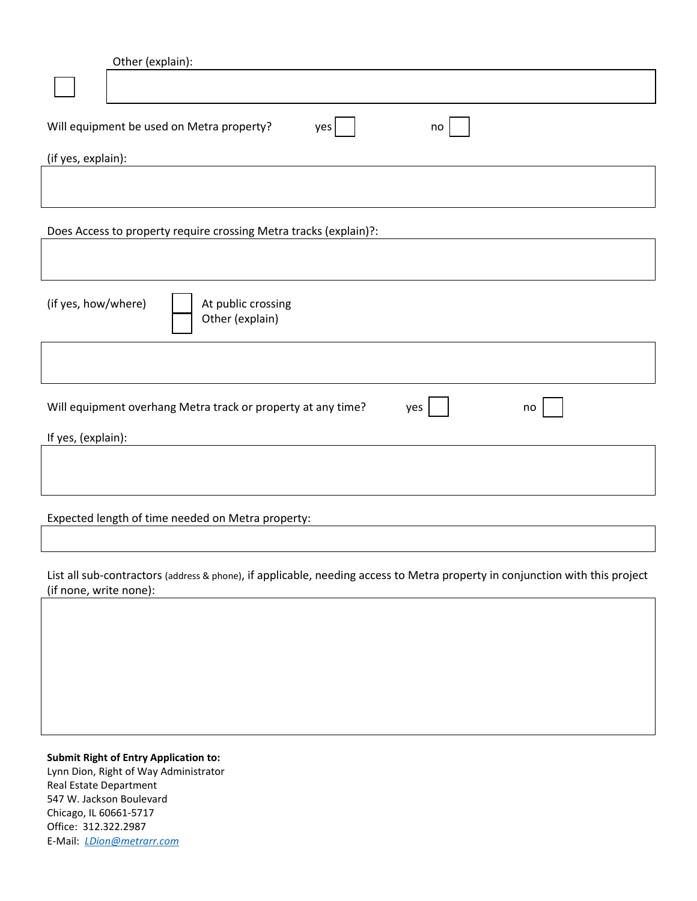Other (explain):

☐

Will equipment be used on Metra property? yes ☐ no ☐

(if yes, explain):

Does Access to property require crossing Metra tracks (explain)?:

(if yes, how/where) ☐ At public crossing
☐ Other (explain)

Will equipment overhang Metra track or property at any time? yes ☐ no ☐

If yes, (explain):

Expected length of time needed on Metra property:

List all sub-contractors (address & phone), if applicable, needing access to Metra property in conjunction with this project (if none, write none):

**Submit Right of Entry Application to:**
Lynn Dion, Right of Way Administrator
Real Estate Department
547 W. Jackson Boulevard
Chicago, IL 60661-5717
Office: 312.322.2987
E-Mail: *LDion@metrarr.com*